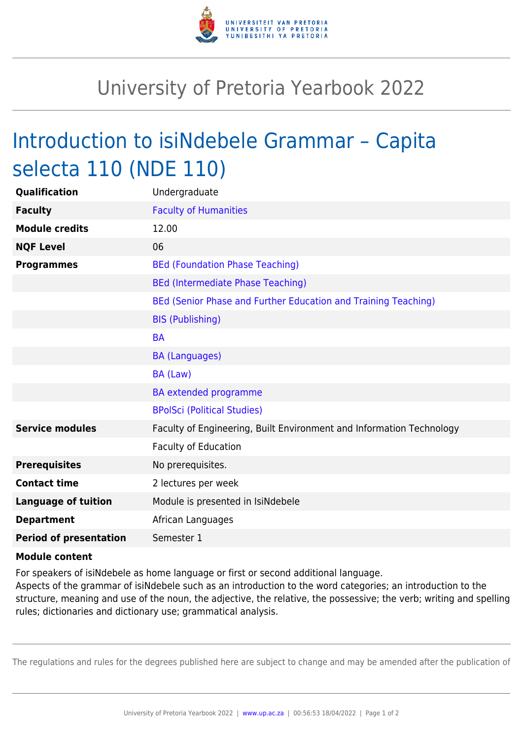# University of Pretoria Yearbook 2022

## Introduction to isiNdebele Grammar – Capita selecta 110 (NDE 110)

| | |
|---|---|
| **Qualification** | Undergraduate |
| **Faculty** | Faculty of Humanities |
| **Module credits** | 12.00 |
| **NQF Level** | 06 |
| **Programmes** | BEd (Foundation Phase Teaching) |
| | BEd (Intermediate Phase Teaching) |
| | BEd (Senior Phase and Further Education and Training Teaching) |
| | BIS (Publishing) |
| | BA |
| | BA (Languages) |
| | BA (Law) |
| | BA extended programme |
| | BPolSci (Political Studies) |
| **Service modules** | Faculty of Engineering, Built Environment and Information Technology |
| | Faculty of Education |
| **Prerequisites** | No prerequisites. |
| **Contact time** | 2 lectures per week |
| **Language of tuition** | Module is presented in IsiNdebele |
| **Department** | African Languages |
| **Period of presentation** | Semester 1 |

**Module content**

For speakers of isiNdebele as home language or first or second additional language.
Aspects of the grammar of isiNdebele such as an introduction to the word categories; an introduction to the structure, meaning and use of the noun, the adjective, the relative, the possessive; the verb; writing and spelling rules; dictionaries and dictionary use; grammatical analysis.

The regulations and rules for the degrees published here are subject to change and may be amended after the publication of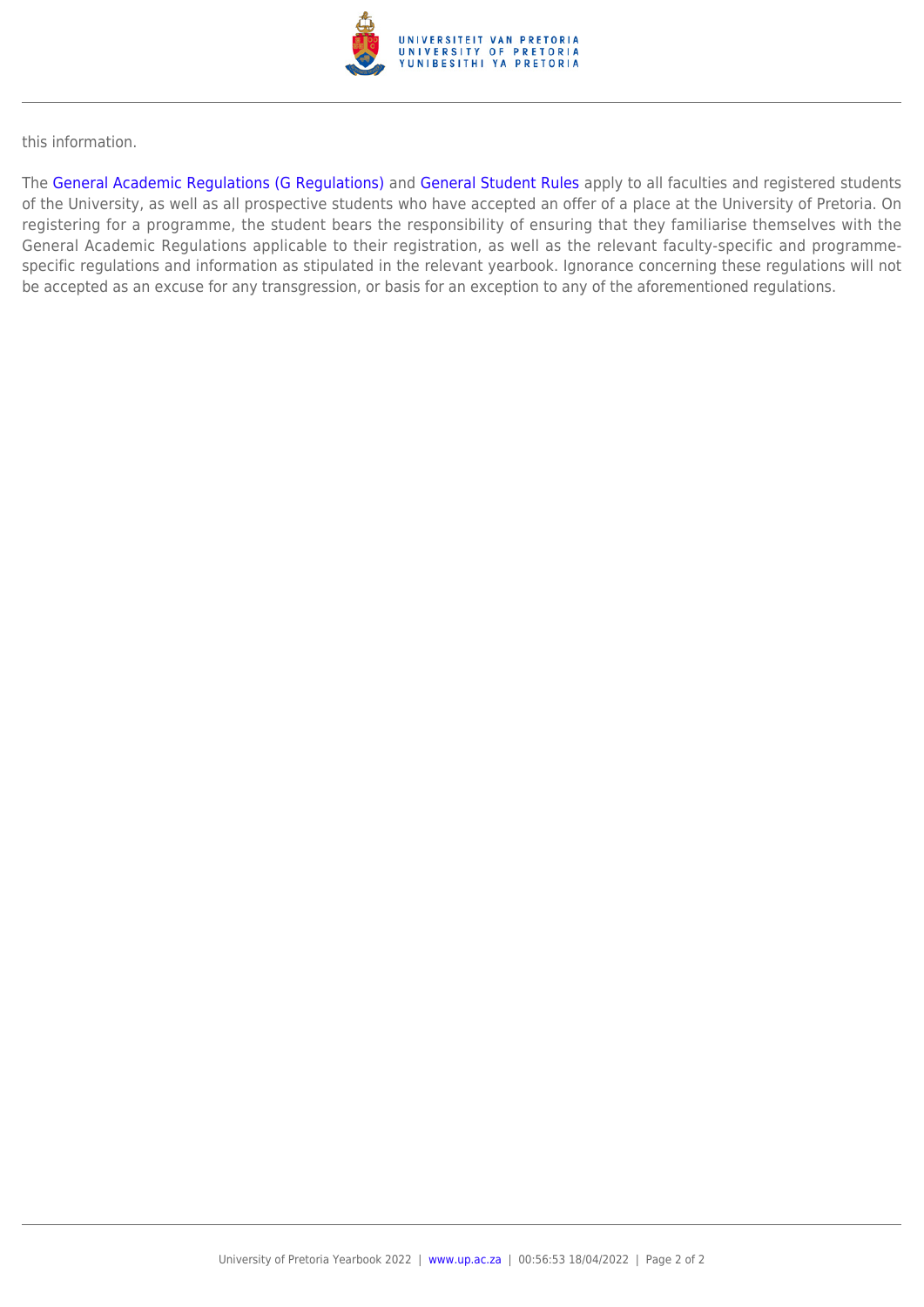this information.

The General Academic Regulations (G Regulations) and General Student Rules apply to all faculties and registered students of the University, as well as all prospective students who have accepted an offer of a place at the University of Pretoria. On registering for a programme, the student bears the responsibility of ensuring that they familiarise themselves with the General Academic Regulations applicable to their registration, as well as the relevant faculty-specific and programme-specific regulations and information as stipulated in the relevant yearbook. Ignorance concerning these regulations will not be accepted as an excuse for any transgression, or basis for an exception to any of the aforementioned regulations.